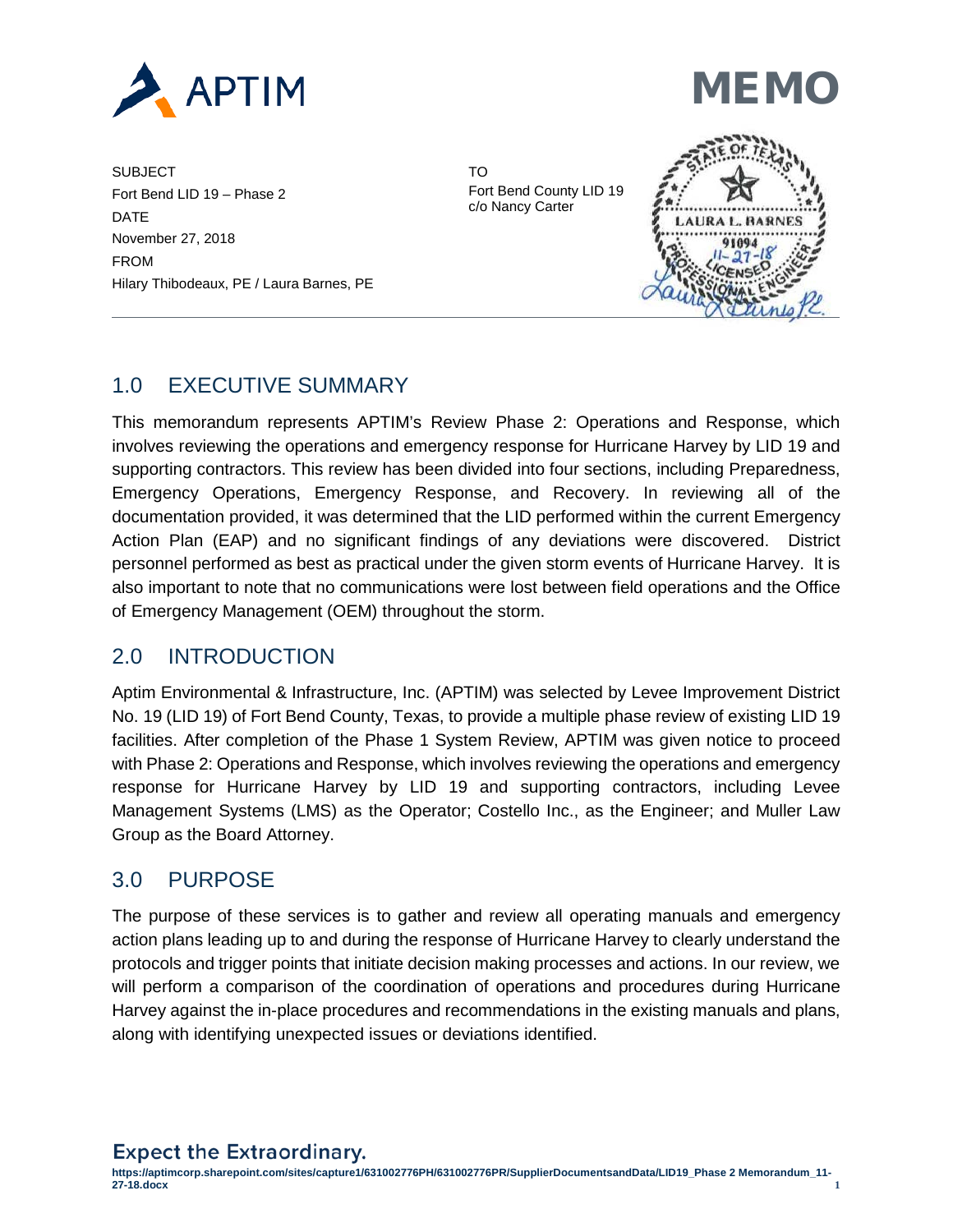APTIM

# MEMO

SUBJECT
Fort Bend LID 19 – Phase 2
DATE
November 27, 2018
FROM
Hilary Thibodeaux, PE / Laura Barnes, PE

TO
Fort Bend County LID 19
c/o Nancy Carter

STATE OF TEXAS
LAURA L. BARNES
91094
11-27-18
LICENSED
PROFESSIONAL ENGINEER

## 1.0 EXECUTIVE SUMMARY

This memorandum represents APTIM's Review Phase 2: Operations and Response, which involves reviewing the operations and emergency response for Hurricane Harvey by LID 19 and supporting contractors. This review has been divided into four sections, including Preparedness, Emergency Operations, Emergency Response, and Recovery. In reviewing all of the documentation provided, it was determined that the LID performed within the current Emergency Action Plan (EAP) and no significant findings of any deviations were discovered. District personnel performed as best as practical under the given storm events of Hurricane Harvey. It is also important to note that no communications were lost between field operations and the Office of Emergency Management (OEM) throughout the storm.

## 2.0 INTRODUCTION

Aptim Environmental & Infrastructure, Inc. (APTIM) was selected by Levee Improvement District No. 19 (LID 19) of Fort Bend County, Texas, to provide a multiple phase review of existing LID 19 facilities. After completion of the Phase 1 System Review, APTIM was given notice to proceed with Phase 2: Operations and Response, which involves reviewing the operations and emergency response for Hurricane Harvey by LID 19 and supporting contractors, including Levee Management Systems (LMS) as the Operator; Costello Inc., as the Engineer; and Muller Law Group as the Board Attorney.

## 3.0 PURPOSE

The purpose of these services is to gather and review all operating manuals and emergency action plans leading up to and during the response of Hurricane Harvey to clearly understand the protocols and trigger points that initiate decision making processes and actions. In our review, we will perform a comparison of the coordination of operations and procedures during Hurricane Harvey against the in-place procedures and recommendations in the existing manuals and plans, along with identifying unexpected issues or deviations identified.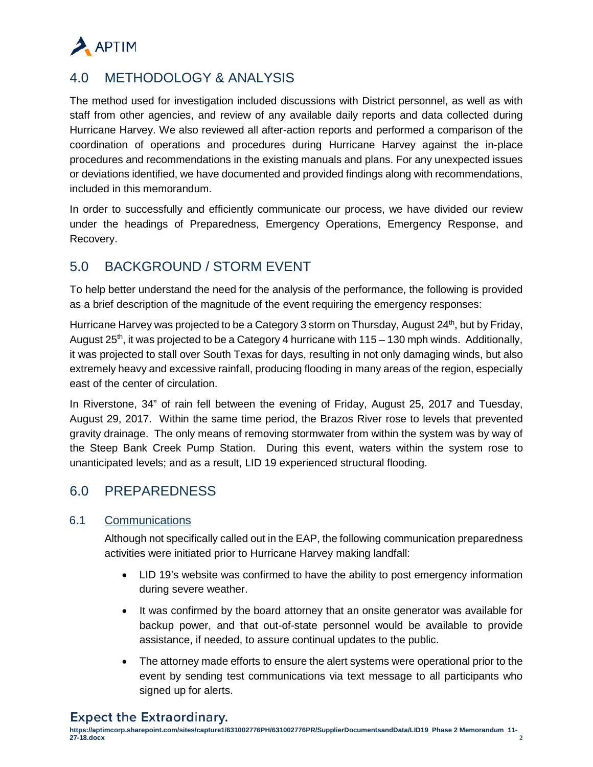## 4.0 METHODOLOGY & ANALYSIS

The method used for investigation included discussions with District personnel, as well as with staff from other agencies, and review of any available daily reports and data collected during Hurricane Harvey. We also reviewed all after-action reports and performed a comparison of the coordination of operations and procedures during Hurricane Harvey against the in-place procedures and recommendations in the existing manuals and plans. For any unexpected issues or deviations identified, we have documented and provided findings along with recommendations, included in this memorandum.

In order to successfully and efficiently communicate our process, we have divided our review under the headings of Preparedness, Emergency Operations, Emergency Response, and Recovery.

## 5.0 BACKGROUND / STORM EVENT

To help better understand the need for the analysis of the performance, the following is provided as a brief description of the magnitude of the event requiring the emergency responses:

Hurricane Harvey was projected to be a Category 3 storm on Thursday, August 24th, but by Friday, August 25th, it was projected to be a Category 4 hurricane with 115 – 130 mph winds. Additionally, it was projected to stall over South Texas for days, resulting in not only damaging winds, but also extremely heavy and excessive rainfall, producing flooding in many areas of the region, especially east of the center of circulation.

In Riverstone, 34" of rain fell between the evening of Friday, August 25, 2017 and Tuesday, August 29, 2017. Within the same time period, the Brazos River rose to levels that prevented gravity drainage. The only means of removing stormwater from within the system was by way of the Steep Bank Creek Pump Station. During this event, waters within the system rose to unanticipated levels; and as a result, LID 19 experienced structural flooding.

## 6.0 PREPAREDNESS

### 6.1 Communications

Although not specifically called out in the EAP, the following communication preparedness activities were initiated prior to Hurricane Harvey making landfall:

- LID 19's website was confirmed to have the ability to post emergency information during severe weather.
- It was confirmed by the board attorney that an onsite generator was available for backup power, and that out-of-state personnel would be available to provide assistance, if needed, to assure continual updates to the public.
- The attorney made efforts to ensure the alert systems were operational prior to the event by sending test communications via text message to all participants who signed up for alerts.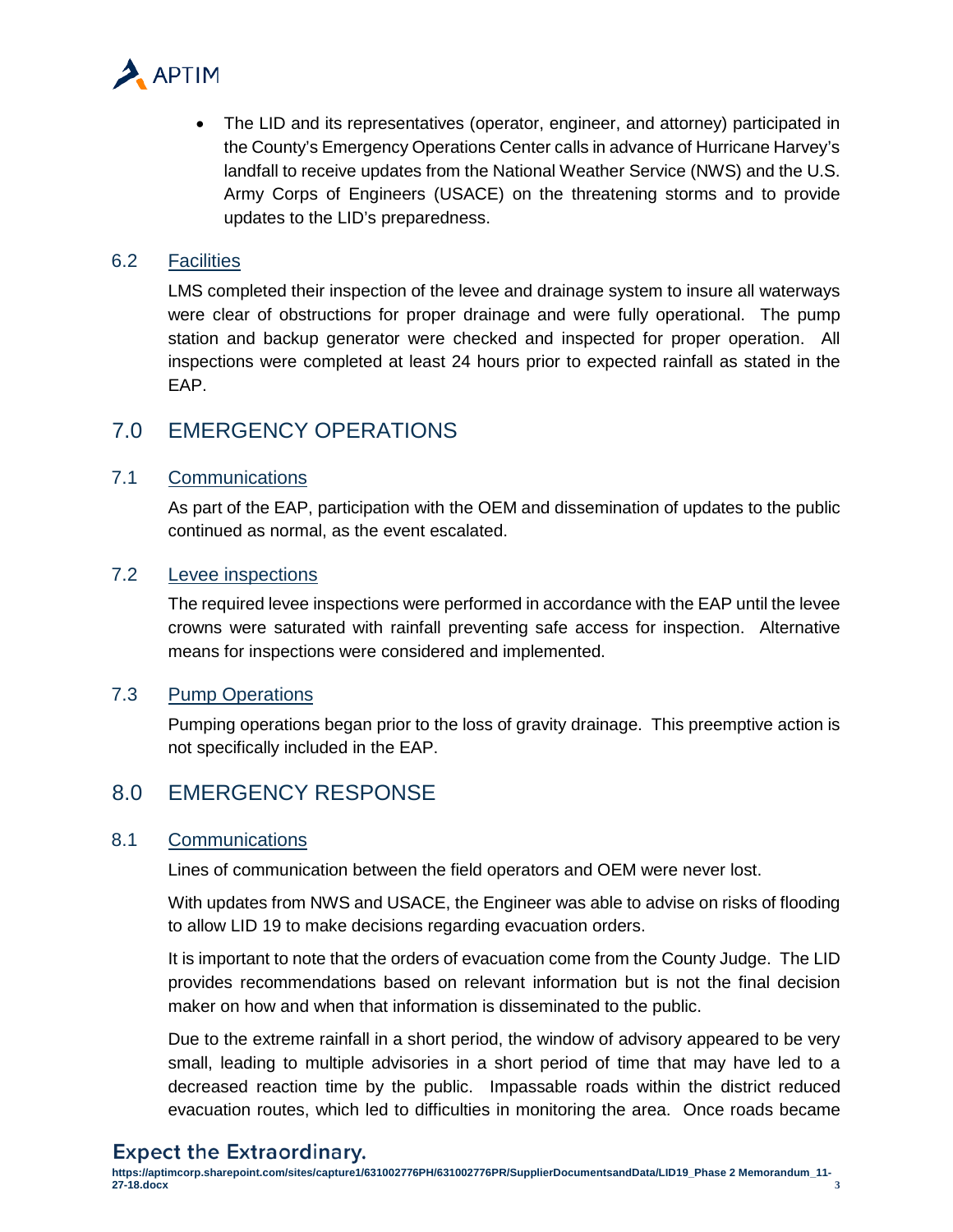- The LID and its representatives (operator, engineer, and attorney) participated in the County's Emergency Operations Center calls in advance of Hurricane Harvey's landfall to receive updates from the National Weather Service (NWS) and the U.S. Army Corps of Engineers (USACE) on the threatening storms and to provide updates to the LID's preparedness.

### 6.2 Facilities

LMS completed their inspection of the levee and drainage system to insure all waterways were clear of obstructions for proper drainage and were fully operational. The pump station and backup generator were checked and inspected for proper operation. All inspections were completed at least 24 hours prior to expected rainfall as stated in the EAP.

## 7.0 EMERGENCY OPERATIONS

### 7.1 Communications

As part of the EAP, participation with the OEM and dissemination of updates to the public continued as normal, as the event escalated.

### 7.2 Levee inspections

The required levee inspections were performed in accordance with the EAP until the levee crowns were saturated with rainfall preventing safe access for inspection. Alternative means for inspections were considered and implemented.

### 7.3 Pump Operations

Pumping operations began prior to the loss of gravity drainage. This preemptive action is not specifically included in the EAP.

## 8.0 EMERGENCY RESPONSE

### 8.1 Communications

Lines of communication between the field operators and OEM were never lost.

With updates from NWS and USACE, the Engineer was able to advise on risks of flooding to allow LID 19 to make decisions regarding evacuation orders.

It is important to note that the orders of evacuation come from the County Judge. The LID provides recommendations based on relevant information but is not the final decision maker on how and when that information is disseminated to the public.

Due to the extreme rainfall in a short period, the window of advisory appeared to be very small, leading to multiple advisories in a short period of time that may have led to a decreased reaction time by the public. Impassable roads within the district reduced evacuation routes, which led to difficulties in monitoring the area. Once roads became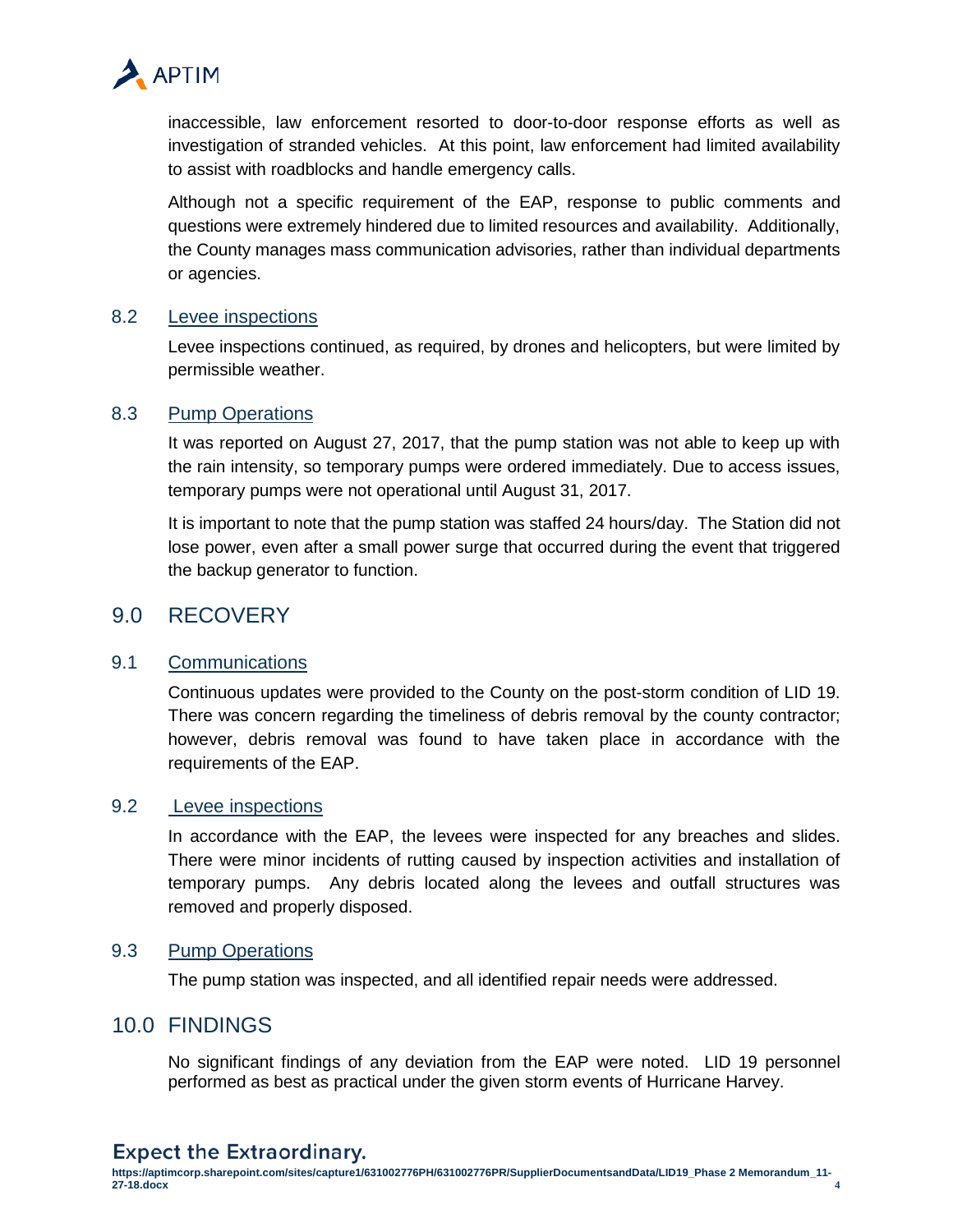inaccessible, law enforcement resorted to door-to-door response efforts as well as investigation of stranded vehicles. At this point, law enforcement had limited availability to assist with roadblocks and handle emergency calls.

Although not a specific requirement of the EAP, response to public comments and questions were extremely hindered due to limited resources and availability. Additionally, the County manages mass communication advisories, rather than individual departments or agencies.

### 8.2 Levee inspections

Levee inspections continued, as required, by drones and helicopters, but were limited by permissible weather.

### 8.3 Pump Operations

It was reported on August 27, 2017, that the pump station was not able to keep up with the rain intensity, so temporary pumps were ordered immediately. Due to access issues, temporary pumps were not operational until August 31, 2017.

It is important to note that the pump station was staffed 24 hours/day. The Station did not lose power, even after a small power surge that occurred during the event that triggered the backup generator to function.

## 9.0 RECOVERY

### 9.1 Communications

Continuous updates were provided to the County on the post-storm condition of LID 19. There was concern regarding the timeliness of debris removal by the county contractor; however, debris removal was found to have taken place in accordance with the requirements of the EAP.

### 9.2 Levee inspections

In accordance with the EAP, the levees were inspected for any breaches and slides. There were minor incidents of rutting caused by inspection activities and installation of temporary pumps. Any debris located along the levees and outfall structures was removed and properly disposed.

### 9.3 Pump Operations

The pump station was inspected, and all identified repair needs were addressed.

## 10.0 FINDINGS

No significant findings of any deviation from the EAP were noted. LID 19 personnel performed as best as practical under the given storm events of Hurricane Harvey.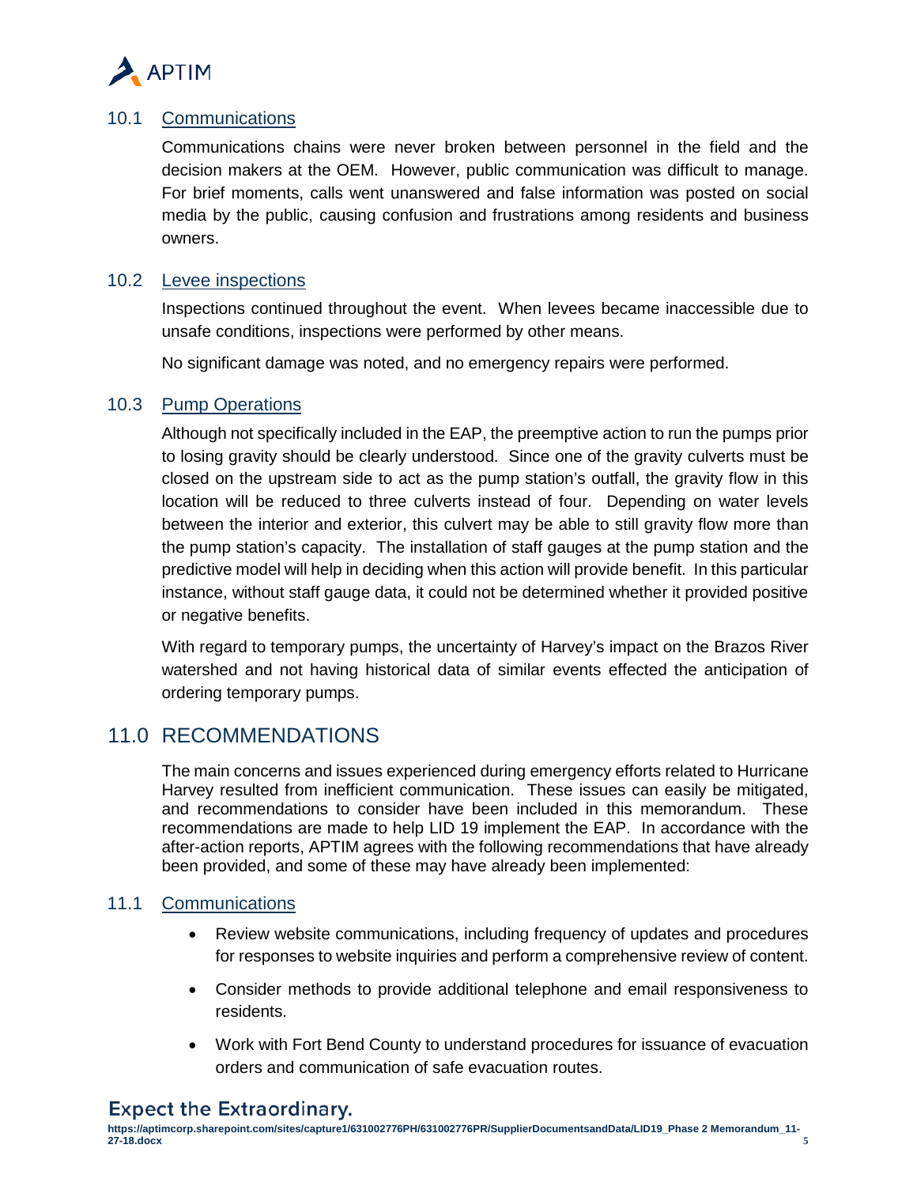### 10.1 Communications

Communications chains were never broken between personnel in the field and the decision makers at the OEM. However, public communication was difficult to manage. For brief moments, calls went unanswered and false information was posted on social media by the public, causing confusion and frustrations among residents and business owners.

### 10.2 Levee inspections

Inspections continued throughout the event. When levees became inaccessible due to unsafe conditions, inspections were performed by other means.

No significant damage was noted, and no emergency repairs were performed.

### 10.3 Pump Operations

Although not specifically included in the EAP, the preemptive action to run the pumps prior to losing gravity should be clearly understood. Since one of the gravity culverts must be closed on the upstream side to act as the pump station's outfall, the gravity flow in this location will be reduced to three culverts instead of four. Depending on water levels between the interior and exterior, this culvert may be able to still gravity flow more than the pump station's capacity. The installation of staff gauges at the pump station and the predictive model will help in deciding when this action will provide benefit. In this particular instance, without staff gauge data, it could not be determined whether it provided positive or negative benefits.

With regard to temporary pumps, the uncertainty of Harvey's impact on the Brazos River watershed and not having historical data of similar events effected the anticipation of ordering temporary pumps.

## 11.0 RECOMMENDATIONS

The main concerns and issues experienced during emergency efforts related to Hurricane Harvey resulted from inefficient communication. These issues can easily be mitigated, and recommendations to consider have been included in this memorandum. These recommendations are made to help LID 19 implement the EAP. In accordance with the after-action reports, APTIM agrees with the following recommendations that have already been provided, and some of these may have already been implemented:

### 11.1 Communications

- Review website communications, including frequency of updates and procedures for responses to website inquiries and perform a comprehensive review of content.
- Consider methods to provide additional telephone and email responsiveness to residents.
- Work with Fort Bend County to understand procedures for issuance of evacuation orders and communication of safe evacuation routes.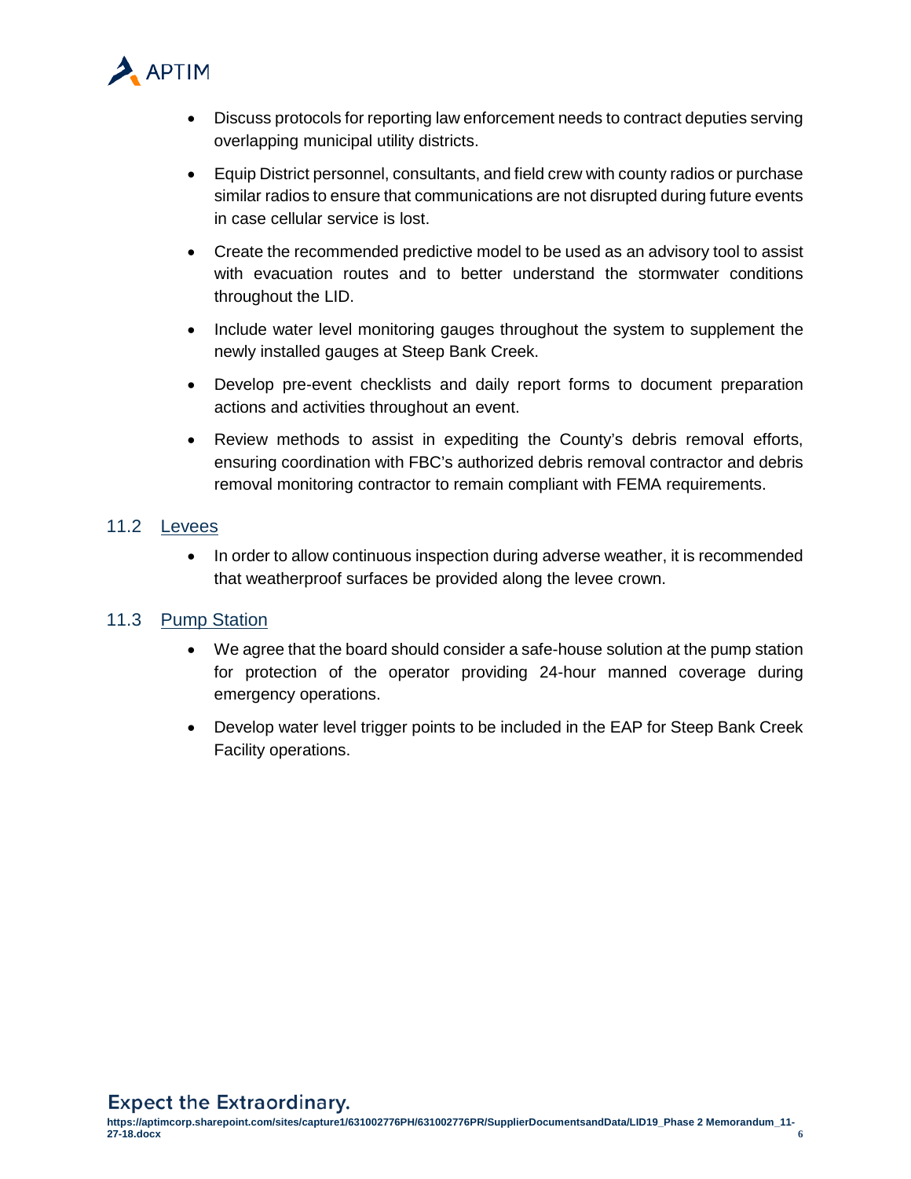- Discuss protocols for reporting law enforcement needs to contract deputies serving overlapping municipal utility districts.
- Equip District personnel, consultants, and field crew with county radios or purchase similar radios to ensure that communications are not disrupted during future events in case cellular service is lost.
- Create the recommended predictive model to be used as an advisory tool to assist with evacuation routes and to better understand the stormwater conditions throughout the LID.
- Include water level monitoring gauges throughout the system to supplement the newly installed gauges at Steep Bank Creek.
- Develop pre-event checklists and daily report forms to document preparation actions and activities throughout an event.
- Review methods to assist in expediting the County's debris removal efforts, ensuring coordination with FBC's authorized debris removal contractor and debris removal monitoring contractor to remain compliant with FEMA requirements.

### 11.2 Levees

- In order to allow continuous inspection during adverse weather, it is recommended that weatherproof surfaces be provided along the levee crown.

### 11.3 Pump Station

- We agree that the board should consider a safe-house solution at the pump station for protection of the operator providing 24-hour manned coverage during emergency operations.
- Develop water level trigger points to be included in the EAP for Steep Bank Creek Facility operations.